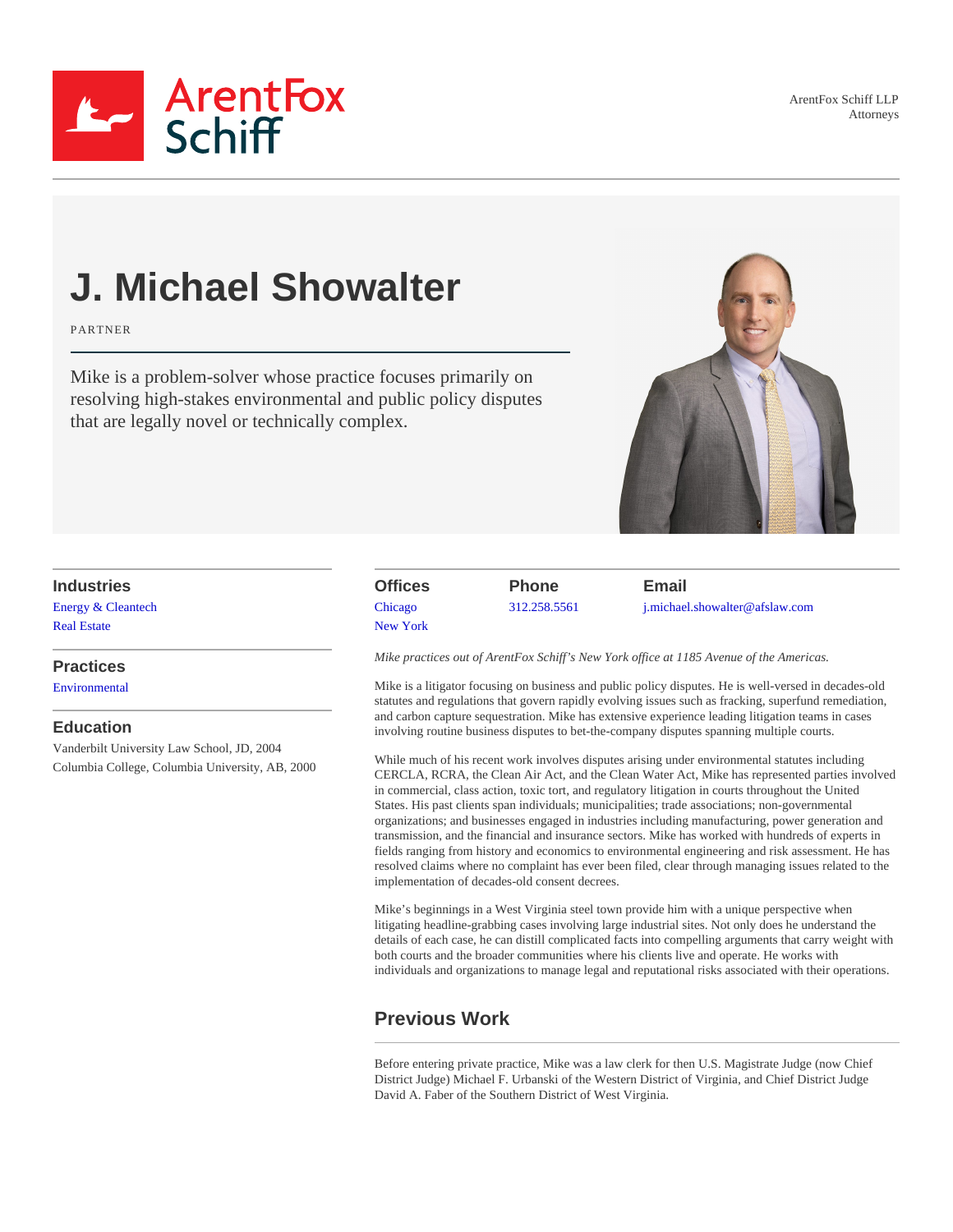ArentFox Schiff LLP
Attorneys

# J. Michael Showalter

PARTNER

Mike is a problem-solver whose practice focuses primarily on resolving high-stakes environmental and public policy disputes that are legally novel or technically complex.

### Industries

Energy & Cleantech
Real Estate

### Practices

Environmental

### Education

Vanderbilt University Law School, JD, 2004
Columbia College, Columbia University, AB, 2000

| Offices | Phone | Email |
|---|---|---|
| Chicago<br>New York | 312.258.5561 | j.michael.showalter@afslaw.com |

*Mike practices out of ArentFox Schiff's New York office at 1185 Avenue of the Americas.*

Mike is a litigator focusing on business and public policy disputes. He is well-versed in decades-old statutes and regulations that govern rapidly evolving issues such as fracking, superfund remediation, and carbon capture sequestration. Mike has extensive experience leading litigation teams in cases involving routine business disputes to bet-the-company disputes spanning multiple courts.

While much of his recent work involves disputes arising under environmental statutes including CERCLA, RCRA, the Clean Air Act, and the Clean Water Act, Mike has represented parties involved in commercial, class action, toxic tort, and regulatory litigation in courts throughout the United States. His past clients span individuals; municipalities; trade associations; non-governmental organizations; and businesses engaged in industries including manufacturing, power generation and transmission, and the financial and insurance sectors. Mike has worked with hundreds of experts in fields ranging from history and economics to environmental engineering and risk assessment. He has resolved claims where no complaint has ever been filed, clear through managing issues related to the implementation of decades-old consent decrees.

Mike's beginnings in a West Virginia steel town provide him with a unique perspective when litigating headline-grabbing cases involving large industrial sites. Not only does he understand the details of each case, he can distill complicated facts into compelling arguments that carry weight with both courts and the broader communities where his clients live and operate. He works with individuals and organizations to manage legal and reputational risks associated with their operations.

## Previous Work

Before entering private practice, Mike was a law clerk for then U.S. Magistrate Judge (now Chief District Judge) Michael F. Urbanski of the Western District of Virginia, and Chief District Judge David A. Faber of the Southern District of West Virginia.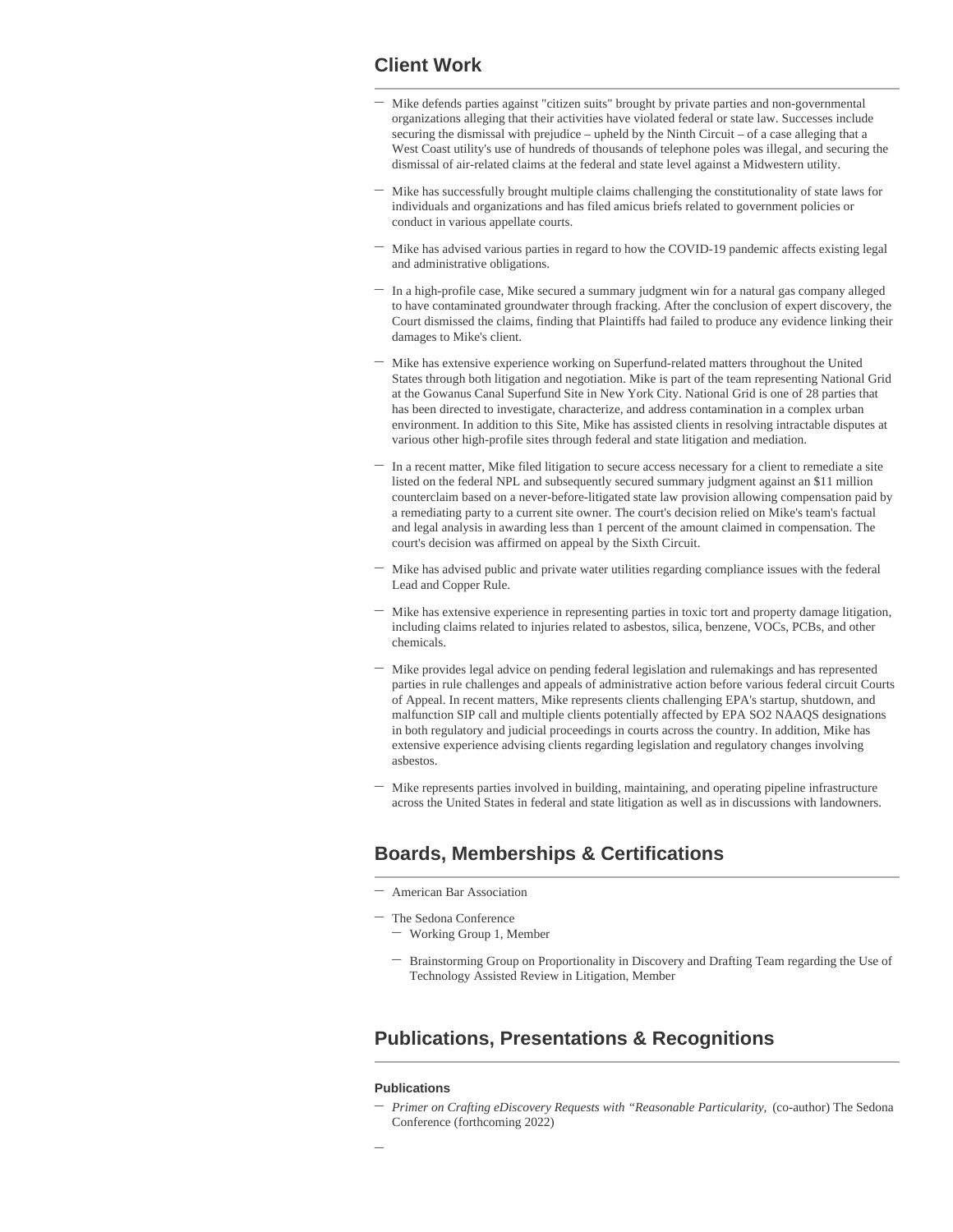## Client Work

- Mike defends parties against "citizen suits" brought by private parties and non-governmental organizations alleging that their activities have violated federal or state law. Successes include securing the dismissal with prejudice – upheld by the Ninth Circuit – of a case alleging that a West Coast utility's use of hundreds of thousands of telephone poles was illegal, and securing the dismissal of air-related claims at the federal and state level against a Midwestern utility.
- Mike has successfully brought multiple claims challenging the constitutionality of state laws for individuals and organizations and has filed amicus briefs related to government policies or conduct in various appellate courts.
- Mike has advised various parties in regard to how the COVID-19 pandemic affects existing legal and administrative obligations.
- In a high-profile case, Mike secured a summary judgment win for a natural gas company alleged to have contaminated groundwater through fracking. After the conclusion of expert discovery, the Court dismissed the claims, finding that Plaintiffs had failed to produce any evidence linking their damages to Mike's client.
- Mike has extensive experience working on Superfund-related matters throughout the United States through both litigation and negotiation. Mike is part of the team representing National Grid at the Gowanus Canal Superfund Site in New York City. National Grid is one of 28 parties that has been directed to investigate, characterize, and address contamination in a complex urban environment. In addition to this Site, Mike has assisted clients in resolving intractable disputes at various other high-profile sites through federal and state litigation and mediation.
- In a recent matter, Mike filed litigation to secure access necessary for a client to remediate a site listed on the federal NPL and subsequently secured summary judgment against an $11 million counterclaim based on a never-before-litigated state law provision allowing compensation paid by a remediating party to a current site owner. The court's decision relied on Mike's team's factual and legal analysis in awarding less than 1 percent of the amount claimed in compensation. The court's decision was affirmed on appeal by the Sixth Circuit.
- Mike has advised public and private water utilities regarding compliance issues with the federal Lead and Copper Rule.
- Mike has extensive experience in representing parties in toxic tort and property damage litigation, including claims related to injuries related to asbestos, silica, benzene, VOCs, PCBs, and other chemicals.
- Mike provides legal advice on pending federal legislation and rulemakings and has represented parties in rule challenges and appeals of administrative action before various federal circuit Courts of Appeal. In recent matters, Mike represents clients challenging EPA's startup, shutdown, and malfunction SIP call and multiple clients potentially affected by EPA SO2 NAAQS designations in both regulatory and judicial proceedings in courts across the country. In addition, Mike has extensive experience advising clients regarding legislation and regulatory changes involving asbestos.
- Mike represents parties involved in building, maintaining, and operating pipeline infrastructure across the United States in federal and state litigation as well as in discussions with landowners.

## Boards, Memberships & Certifications

- American Bar Association
- The Sedona Conference
  - Working Group 1, Member
  - Brainstorming Group on Proportionality in Discovery and Drafting Team regarding the Use of Technology Assisted Review in Litigation, Member

## Publications, Presentations & Recognitions

#### Publications

- *Primer on Crafting eDiscovery Requests with "Reasonable Particularity,"* (co-author) The Sedona Conference (forthcoming 2022)
-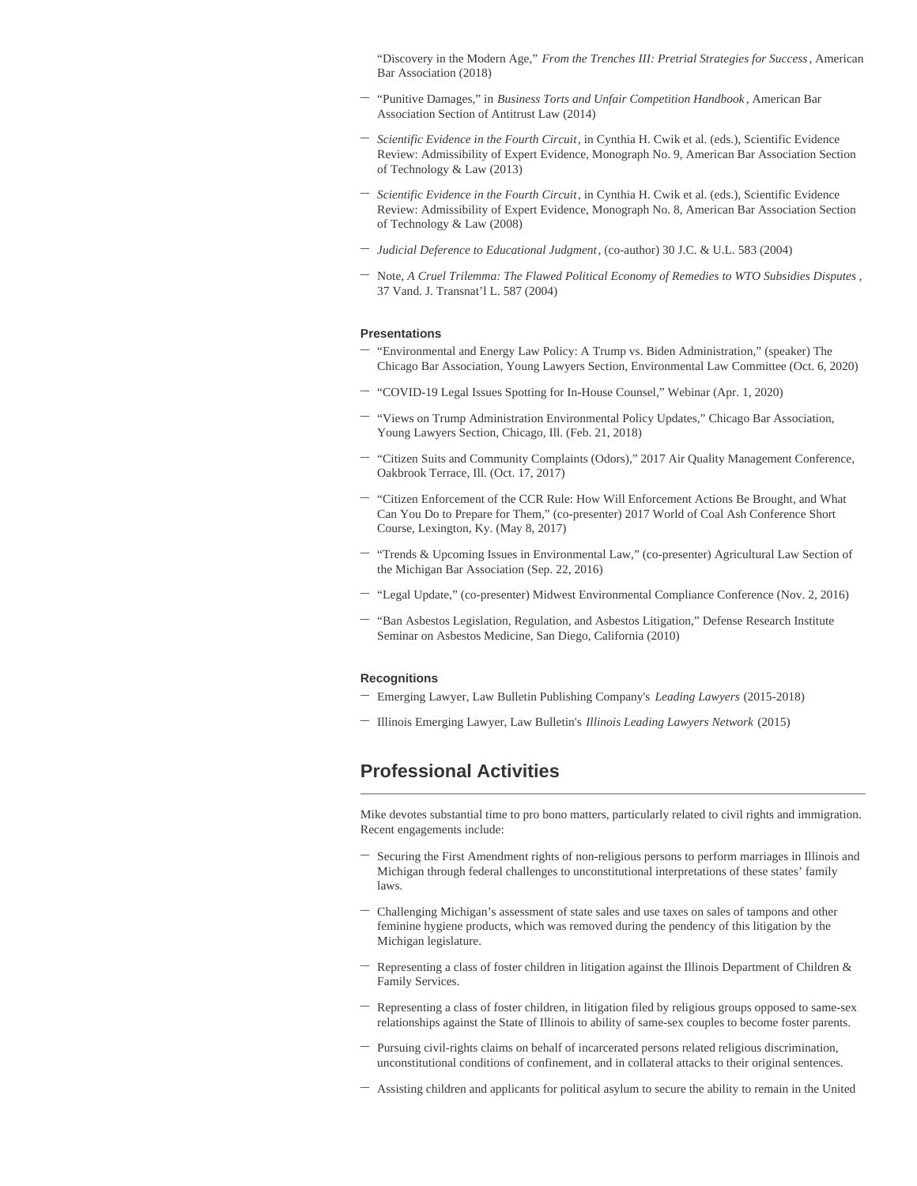"Discovery in the Modern Age," *From the Trenches III: Pretrial Strategies for Success*, American Bar Association (2018)

- "Punitive Damages," in *Business Torts and Unfair Competition Handbook*, American Bar Association Section of Antitrust Law (2014)
- *Scientific Evidence in the Fourth Circuit*, in Cynthia H. Cwik et al. (eds.), Scientific Evidence Review: Admissibility of Expert Evidence, Monograph No. 9, American Bar Association Section of Technology & Law (2013)
- *Scientific Evidence in the Fourth Circuit*, in Cynthia H. Cwik et al. (eds.), Scientific Evidence Review: Admissibility of Expert Evidence, Monograph No. 8, American Bar Association Section of Technology & Law (2008)
- *Judicial Deference to Educational Judgment*, (co-author) 30 J.C. & U.L. 583 (2004)
- Note, *A Cruel Trilemma: The Flawed Political Economy of Remedies to WTO Subsidies Disputes*, 37 Vand. J. Transnat'l L. 587 (2004)

### Presentations

- "Environmental and Energy Law Policy: A Trump vs. Biden Administration," (speaker) The Chicago Bar Association, Young Lawyers Section, Environmental Law Committee (Oct. 6, 2020)
- "COVID-19 Legal Issues Spotting for In-House Counsel," Webinar (Apr. 1, 2020)
- "Views on Trump Administration Environmental Policy Updates," Chicago Bar Association, Young Lawyers Section, Chicago, Ill. (Feb. 21, 2018)
- "Citizen Suits and Community Complaints (Odors)," 2017 Air Quality Management Conference, Oakbrook Terrace, Ill. (Oct. 17, 2017)
- "Citizen Enforcement of the CCR Rule: How Will Enforcement Actions Be Brought, and What Can You Do to Prepare for Them," (co-presenter) 2017 World of Coal Ash Conference Short Course, Lexington, Ky. (May 8, 2017)
- "Trends & Upcoming Issues in Environmental Law," (co-presenter) Agricultural Law Section of the Michigan Bar Association (Sep. 22, 2016)
- "Legal Update," (co-presenter) Midwest Environmental Compliance Conference (Nov. 2, 2016)
- "Ban Asbestos Legislation, Regulation, and Asbestos Litigation," Defense Research Institute Seminar on Asbestos Medicine, San Diego, California (2010)

### Recognitions

- Emerging Lawyer, Law Bulletin Publishing Company's *Leading Lawyers* (2015-2018)
- Illinois Emerging Lawyer, Law Bulletin's *Illinois Leading Lawyers Network* (2015)

## Professional Activities

Mike devotes substantial time to pro bono matters, particularly related to civil rights and immigration. Recent engagements include:

- Securing the First Amendment rights of non-religious persons to perform marriages in Illinois and Michigan through federal challenges to unconstitutional interpretations of these states' family laws.
- Challenging Michigan's assessment of state sales and use taxes on sales of tampons and other feminine hygiene products, which was removed during the pendency of this litigation by the Michigan legislature.
- Representing a class of foster children in litigation against the Illinois Department of Children & Family Services.
- Representing a class of foster children, in litigation filed by religious groups opposed to same-sex relationships against the State of Illinois to ability of same-sex couples to become foster parents.
- Pursuing civil-rights claims on behalf of incarcerated persons related religious discrimination, unconstitutional conditions of confinement, and in collateral attacks to their original sentences.
- Assisting children and applicants for political asylum to secure the ability to remain in the United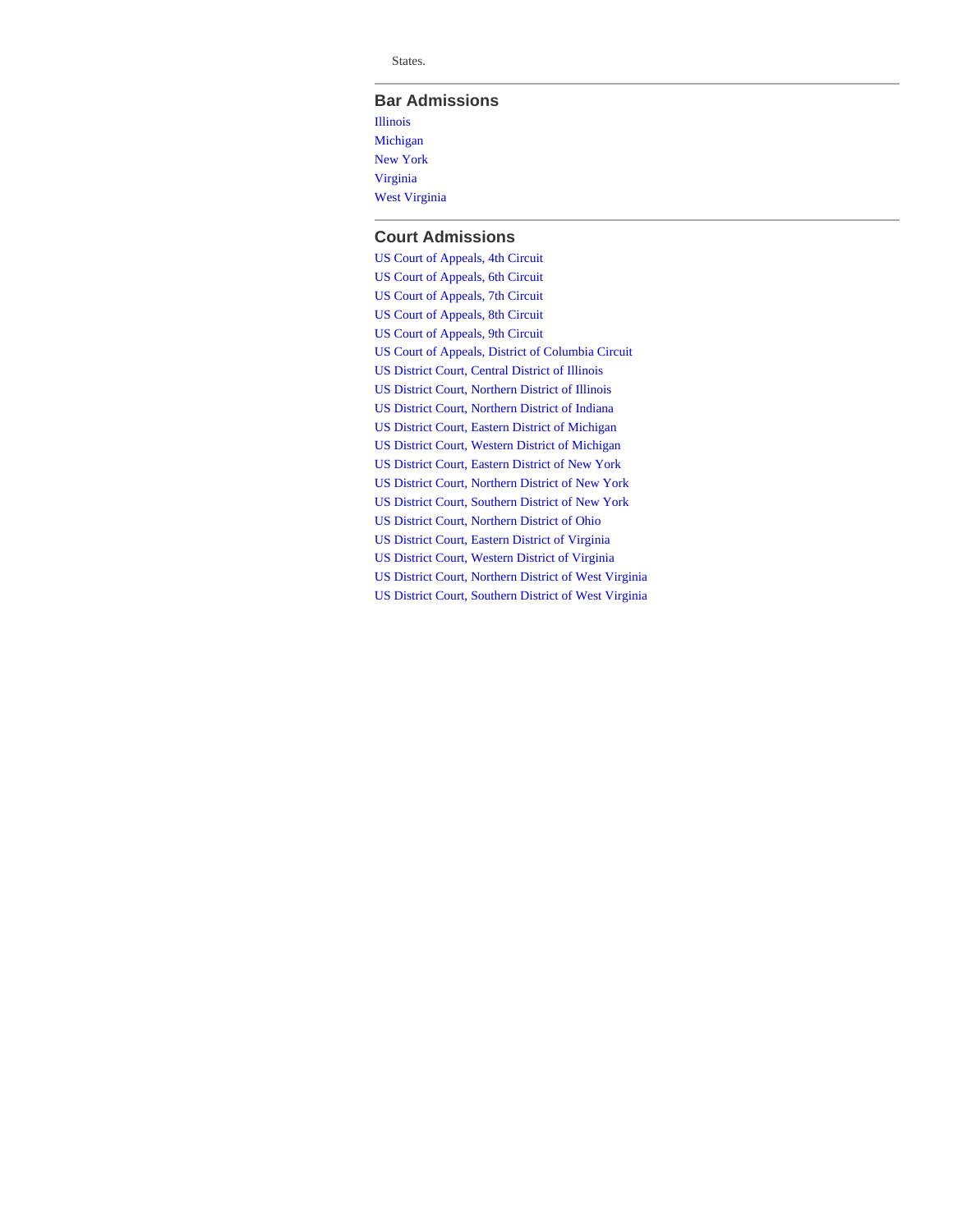States.

## Bar Admissions

Illinois
Michigan
New York
Virginia
West Virginia

## Court Admissions

US Court of Appeals, 4th Circuit
US Court of Appeals, 6th Circuit
US Court of Appeals, 7th Circuit
US Court of Appeals, 8th Circuit
US Court of Appeals, 9th Circuit
US Court of Appeals, District of Columbia Circuit
US District Court, Central District of Illinois
US District Court, Northern District of Illinois
US District Court, Northern District of Indiana
US District Court, Eastern District of Michigan
US District Court, Western District of Michigan
US District Court, Eastern District of New York
US District Court, Northern District of New York
US District Court, Southern District of New York
US District Court, Northern District of Ohio
US District Court, Eastern District of Virginia
US District Court, Western District of Virginia
US District Court, Northern District of West Virginia
US District Court, Southern District of West Virginia